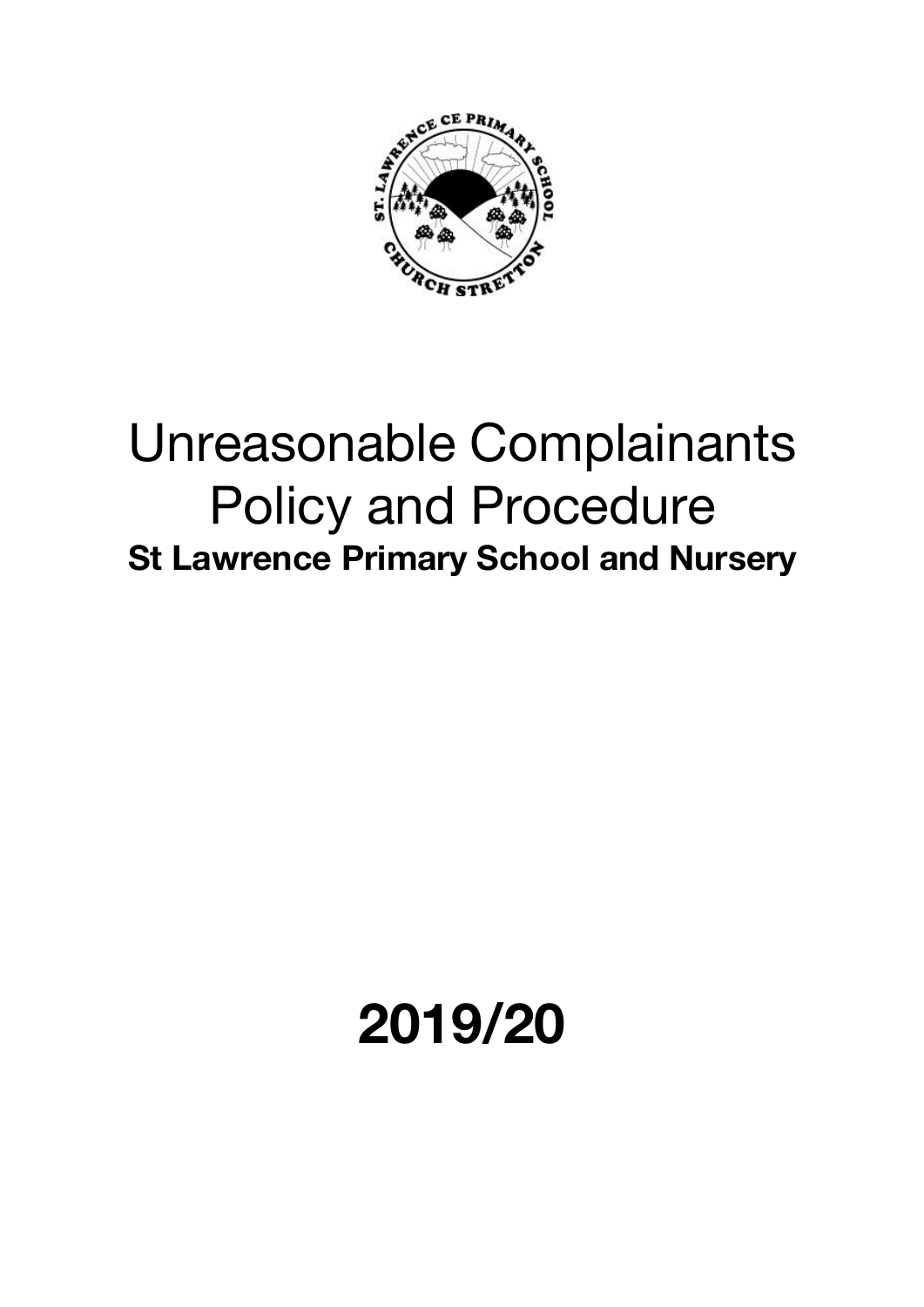# Unreasonable Complainants Policy and Procedure

**St Lawrence Primary School and Nursery**

**2019/20**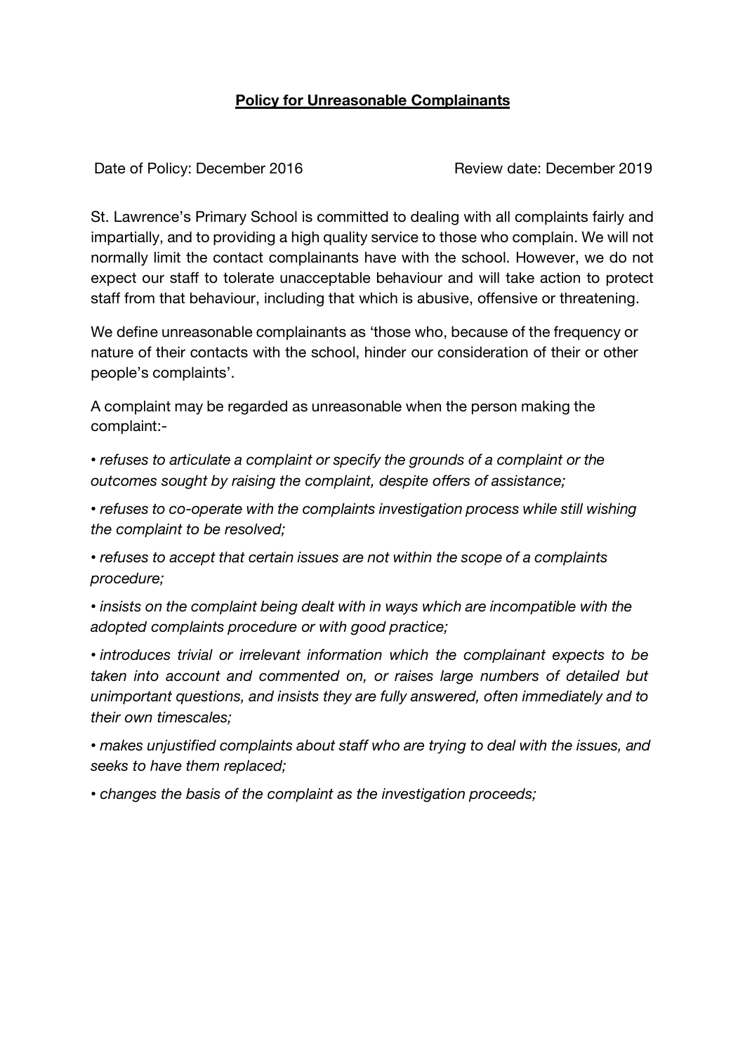**Policy for Unreasonable Complainants**

Date of Policy: December 2016 Review date: December 2019

St. Lawrence's Primary School is committed to dealing with all complaints fairly and impartially, and to providing a high quality service to those who complain. We will not normally limit the contact complainants have with the school. However, we do not expect our staff to tolerate unacceptable behaviour and will take action to protect staff from that behaviour, including that which is abusive, offensive or threatening.

We define unreasonable complainants as 'those who, because of the frequency or nature of their contacts with the school, hinder our consideration of their or other people's complaints'.

A complaint may be regarded as unreasonable when the person making the complaint:-

- *refuses to articulate a complaint or specify the grounds of a complaint or the outcomes sought by raising the complaint, despite offers of assistance;*
- *refuses to co-operate with the complaints investigation process while still wishing the complaint to be resolved;*
- *refuses to accept that certain issues are not within the scope of a complaints procedure;*
- *insists on the complaint being dealt with in ways which are incompatible with the adopted complaints procedure or with good practice;*
- *introduces trivial or irrelevant information which the complainant expects to be taken into account and commented on, or raises large numbers of detailed but unimportant questions, and insists they are fully answered, often immediately and to their own timescales;*
- *makes unjustified complaints about staff who are trying to deal with the issues, and seeks to have them replaced;*
- *changes the basis of the complaint as the investigation proceeds;*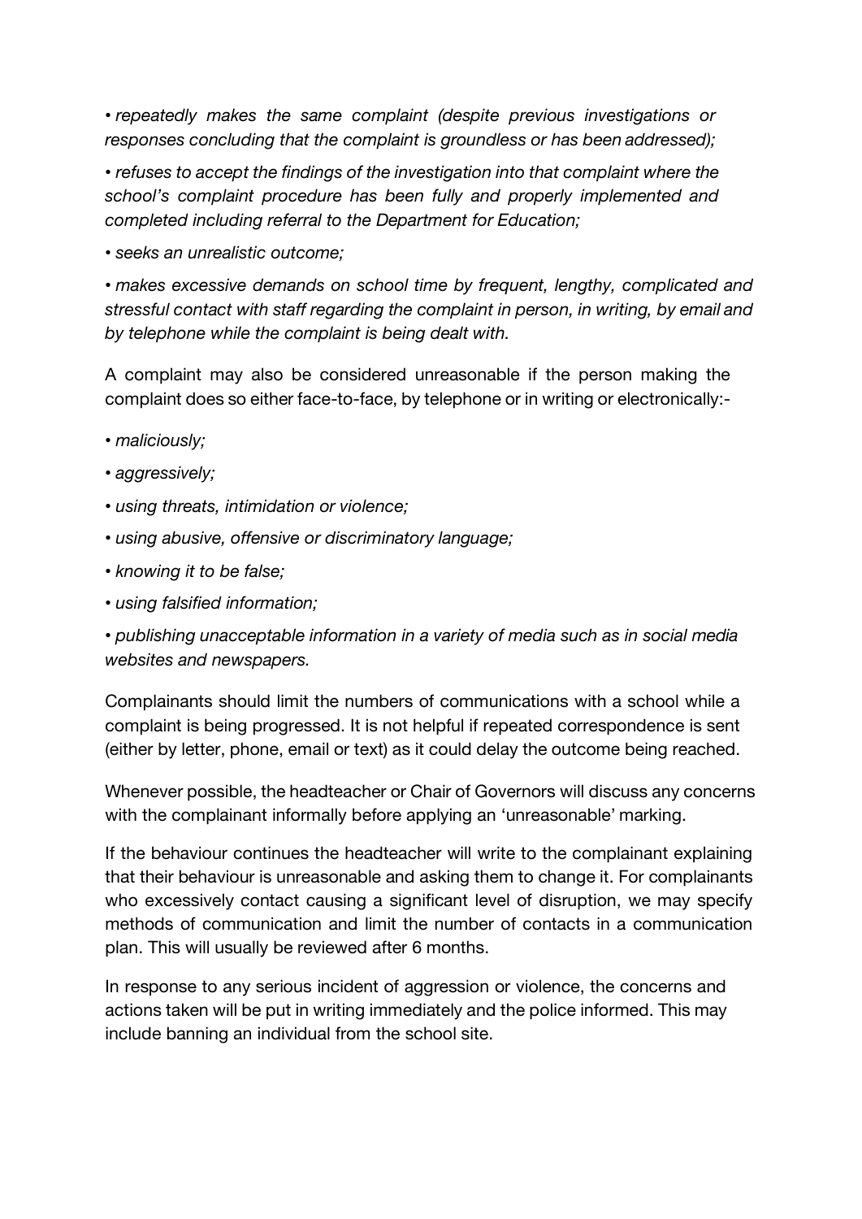- *repeatedly makes the same complaint (despite previous investigations or responses concluding that the complaint is groundless or has been addressed);*
- *refuses to accept the findings of the investigation into that complaint where the school's complaint procedure has been fully and properly implemented and completed including referral to the Department for Education;*
- *seeks an unrealistic outcome;*
- *makes excessive demands on school time by frequent, lengthy, complicated and stressful contact with staff regarding the complaint in person, in writing, by email and by telephone while the complaint is being dealt with.*

A complaint may also be considered unreasonable if the person making the complaint does so either face-to-face, by telephone or in writing or electronically:-

- *maliciously;*
- *aggressively;*
- *using threats, intimidation or violence;*
- *using abusive, offensive or discriminatory language;*
- *knowing it to be false;*
- *using falsified information;*
- *publishing unacceptable information in a variety of media such as in social media websites and newspapers.*

Complainants should limit the numbers of communications with a school while a complaint is being progressed. It is not helpful if repeated correspondence is sent (either by letter, phone, email or text) as it could delay the outcome being reached.

Whenever possible, the headteacher or Chair of Governors will discuss any concerns with the complainant informally before applying an 'unreasonable' marking.

If the behaviour continues the headteacher will write to the complainant explaining that their behaviour is unreasonable and asking them to change it. For complainants who excessively contact causing a significant level of disruption, we may specify methods of communication and limit the number of contacts in a communication plan. This will usually be reviewed after 6 months.

In response to any serious incident of aggression or violence, the concerns and actions taken will be put in writing immediately and the police informed. This may include banning an individual from the school site.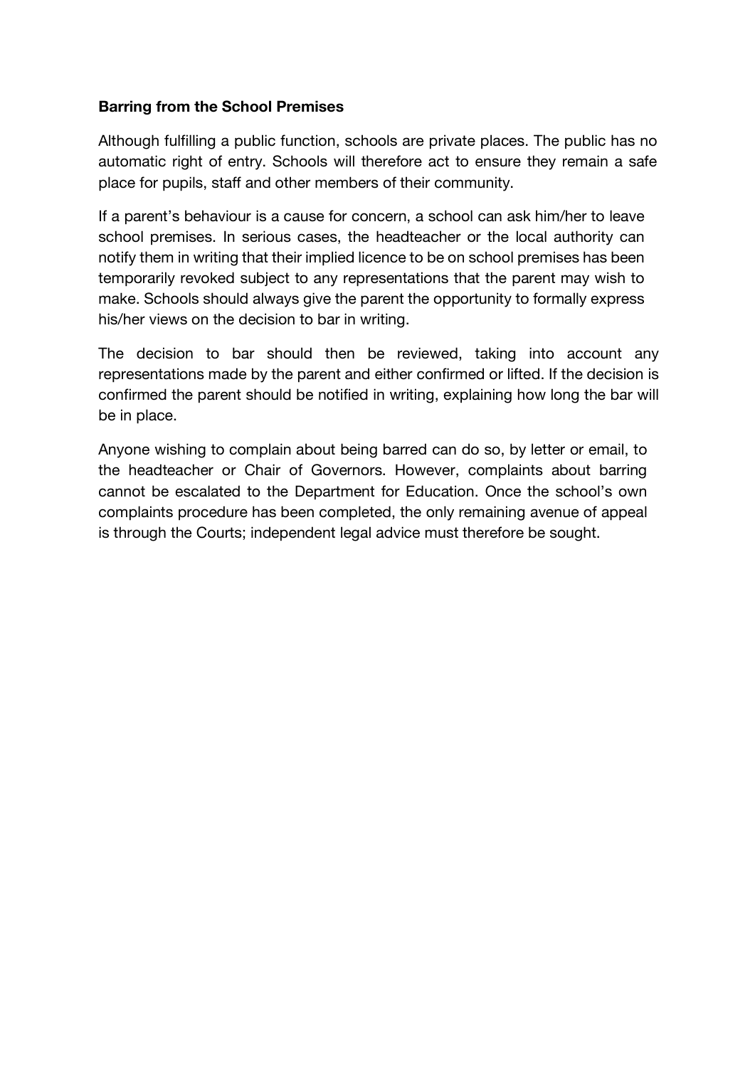**Barring from the School Premises**

Although fulfilling a public function, schools are private places. The public has no automatic right of entry. Schools will therefore act to ensure they remain a safe place for pupils, staff and other members of their community.

If a parent's behaviour is a cause for concern, a school can ask him/her to leave school premises. In serious cases, the headteacher or the local authority can notify them in writing that their implied licence to be on school premises has been temporarily revoked subject to any representations that the parent may wish to make. Schools should always give the parent the opportunity to formally express his/her views on the decision to bar in writing.

The decision to bar should then be reviewed, taking into account any representations made by the parent and either confirmed or lifted. If the decision is confirmed the parent should be notified in writing, explaining how long the bar will be in place.

Anyone wishing to complain about being barred can do so, by letter or email, to the headteacher or Chair of Governors. However, complaints about barring cannot be escalated to the Department for Education. Once the school's own complaints procedure has been completed, the only remaining avenue of appeal is through the Courts; independent legal advice must therefore be sought.